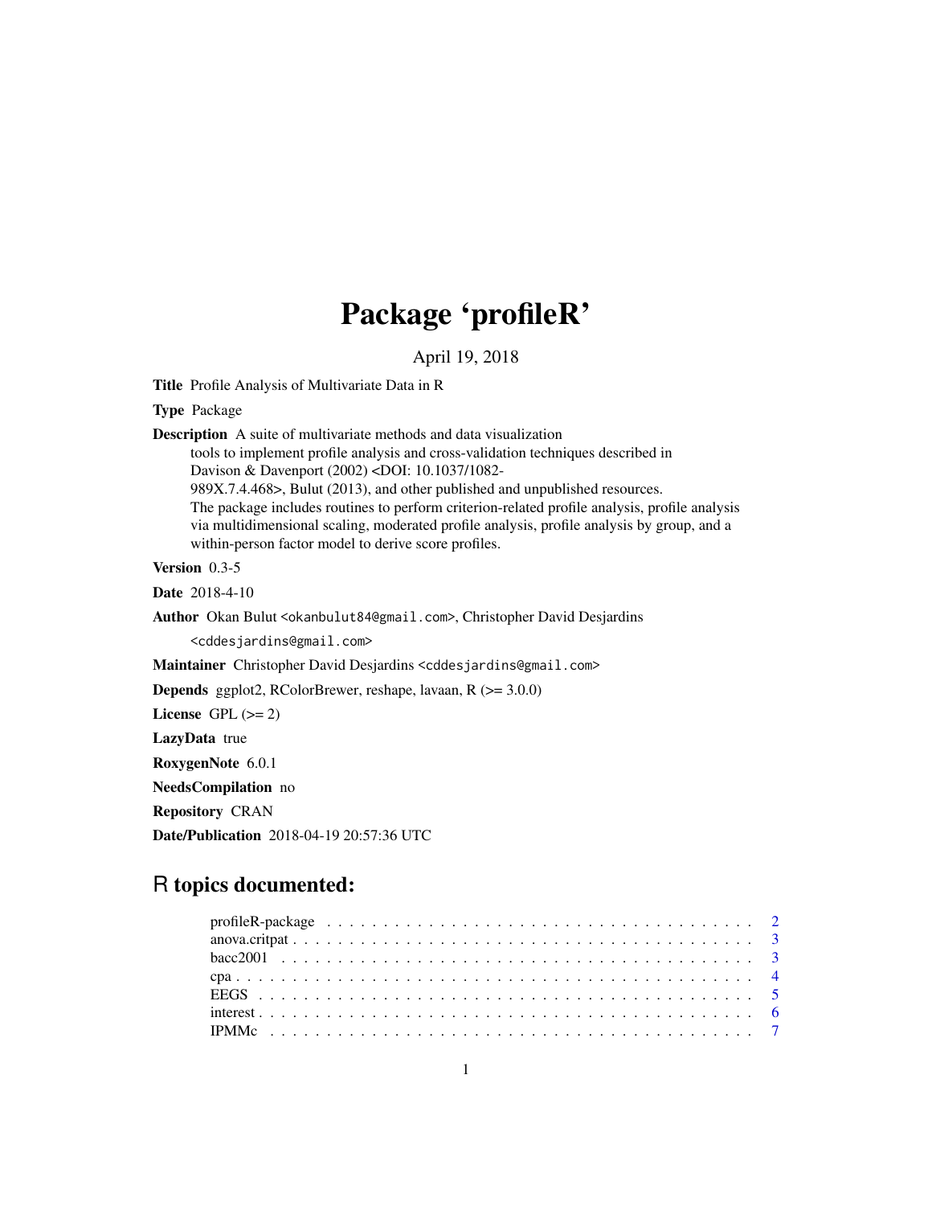# Package 'profileR'

April 19, 2018

**Title** Profile Analysis of Multivariate Data in R

**Type** Package

**Description** A suite of multivariate methods and data visualization tools to implement profile analysis and cross-validation techniques described in Davison & Davenport (2002) <DOI: 10.1037/1082-989X.7.4.468>, Bulut (2013), and other published and unpublished resources. The package includes routines to perform criterion-related profile analysis, profile analysis via multidimensional scaling, moderated profile analysis, profile analysis by group, and a within-person factor model to derive score profiles.

**Version** 0.3-5

**Date** 2018-4-10

**Author** Okan Bulut <okanbulut84@gmail.com>, Christopher David Desjardins <cddesjardins@gmail.com>

**Maintainer** Christopher David Desjardins <cddesjardins@gmail.com>

**Depends** ggplot2, RColorBrewer, reshape, lavaan, R (>= 3.0.0)

**License** GPL (>= 2)

**LazyData** true

**RoxygenNote** 6.0.1

**NeedsCompilation** no

**Repository** CRAN

**Date/Publication** 2018-04-19 20:57:36 UTC

## R topics documented:

| | |
|---|---|
| profileR-package | 2 |
| anova.critpat | 3 |
| bacc2001 | 3 |
| cpa | 4 |
| EEGS | 5 |
| interest | 6 |
| IPMMc | 7 |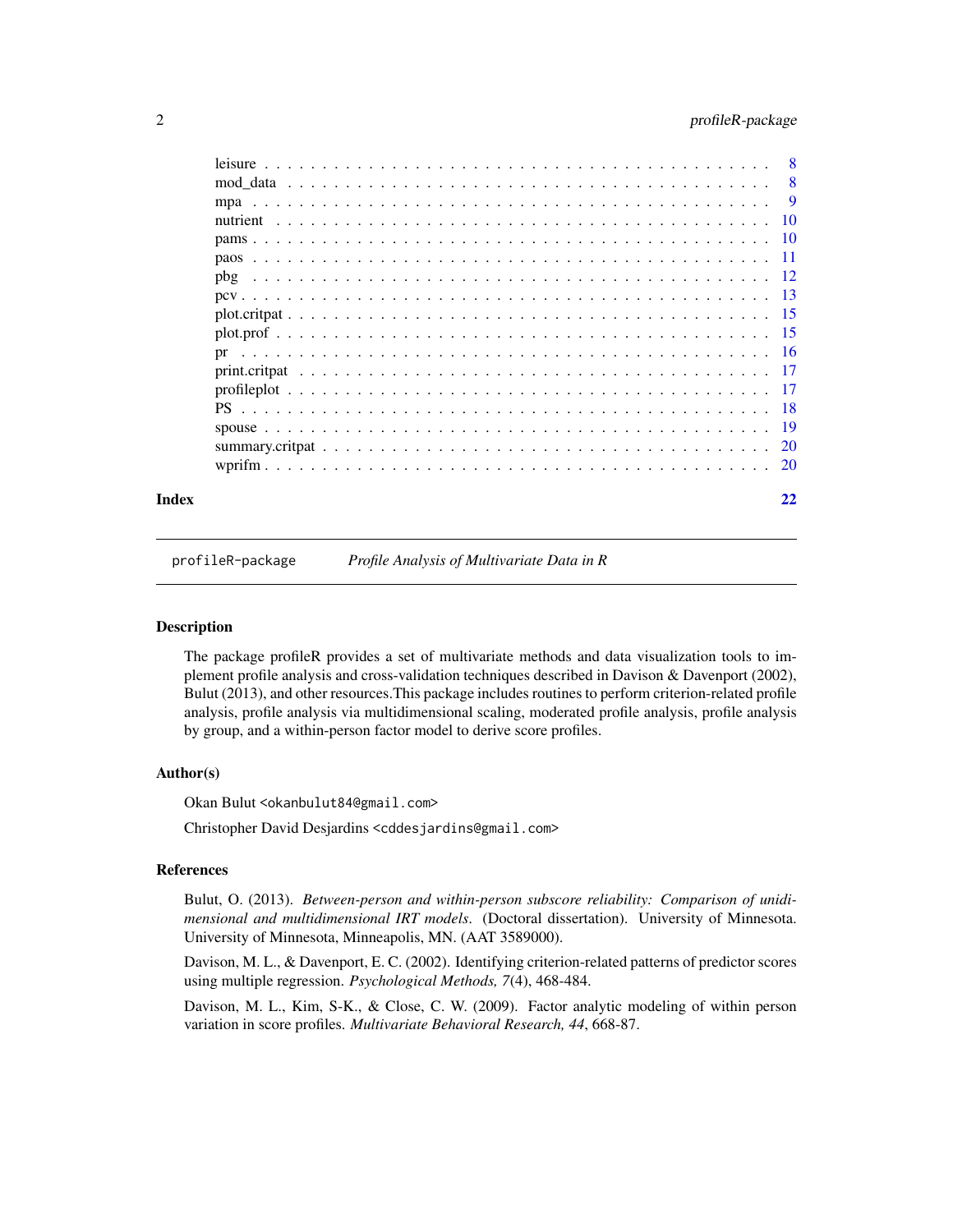leisure . . . . . . . . . . . . . . . . . . . . . . . . . . . . . . . . . . . . . 8
mod_data . . . . . . . . . . . . . . . . . . . . . . . . . . . . . . . . . . . . 8
mpa . . . . . . . . . . . . . . . . . . . . . . . . . . . . . . . . . . . . . . 9
nutrient . . . . . . . . . . . . . . . . . . . . . . . . . . . . . . . . . . . . 10
pams . . . . . . . . . . . . . . . . . . . . . . . . . . . . . . . . . . . . . 10
paos . . . . . . . . . . . . . . . . . . . . . . . . . . . . . . . . . . . . . 11
pbg . . . . . . . . . . . . . . . . . . . . . . . . . . . . . . . . . . . . . . 12
pcv . . . . . . . . . . . . . . . . . . . . . . . . . . . . . . . . . . . . . . 13
plot.critpat . . . . . . . . . . . . . . . . . . . . . . . . . . . . . . . . . . 15
plot.prof . . . . . . . . . . . . . . . . . . . . . . . . . . . . . . . . . . . 15
pr . . . . . . . . . . . . . . . . . . . . . . . . . . . . . . . . . . . . . . . 16
print.critpat . . . . . . . . . . . . . . . . . . . . . . . . . . . . . . . . . 17
profileplot . . . . . . . . . . . . . . . . . . . . . . . . . . . . . . . . . . 17
PS . . . . . . . . . . . . . . . . . . . . . . . . . . . . . . . . . . . . . . . 18
spouse . . . . . . . . . . . . . . . . . . . . . . . . . . . . . . . . . . . . 19
summary.critpat . . . . . . . . . . . . . . . . . . . . . . . . . . . . . . . . 20
wprifm . . . . . . . . . . . . . . . . . . . . . . . . . . . . . . . . . . . . 20

**Index** 22

---

## profileR-package — *Profile Analysis of Multivariate Data in R*

---

### Description

The package profileR provides a set of multivariate methods and data visualization tools to implement profile analysis and cross-validation techniques described in Davison & Davenport (2002), Bulut (2013), and other resources.This package includes routines to perform criterion-related profile analysis, profile analysis via multidimensional scaling, moderated profile analysis, profile analysis by group, and a within-person factor model to derive score profiles.

### Author(s)

Okan Bulut <okanbulut84@gmail.com>

Christopher David Desjardins <cddesjardins@gmail.com>

### References

Bulut, O. (2013). *Between-person and within-person subscore reliability: Comparison of unidimensional and multidimensional IRT models*. (Doctoral dissertation). University of Minnesota. University of Minnesota, Minneapolis, MN. (AAT 3589000).

Davison, M. L., & Davenport, E. C. (2002). Identifying criterion-related patterns of predictor scores using multiple regression. *Psychological Methods, 7*(4), 468-484.

Davison, M. L., Kim, S-K., & Close, C. W. (2009). Factor analytic modeling of within person variation in score profiles. *Multivariate Behavioral Research, 44*, 668-87.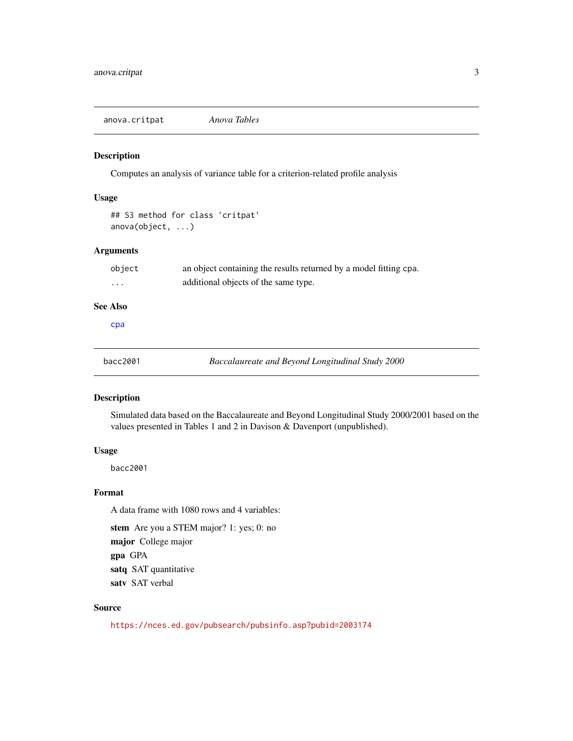## anova.critpat — *Anova Tables*

### Description

Computes an analysis of variance table for a criterion-related profile analysis

### Usage

```
## S3 method for class 'critpat'
anova(object, ...)
```

### Arguments

| | |
|---|---|
| `object` | an object containing the results returned by a model fitting `cpa`. |
| `...` | additional objects of the same type. |

### See Also

`cpa`

## bacc2001 — *Baccalaureate and Beyond Longitudinal Study 2000*

### Description

Simulated data based on the Baccalaureate and Beyond Longitudinal Study 2000/2001 based on the values presented in Tables 1 and 2 in Davison & Davenport (unpublished).

### Usage

```
bacc2001
```

### Format

A data frame with 1080 rows and 4 variables:

**stem** Are you a STEM major? 1: yes; 0: no

**major** College major

**gpa** GPA

**satq** SAT quantitative

**satv** SAT verbal

### Source

https://nces.ed.gov/pubsearch/pubsinfo.asp?pubid=2003174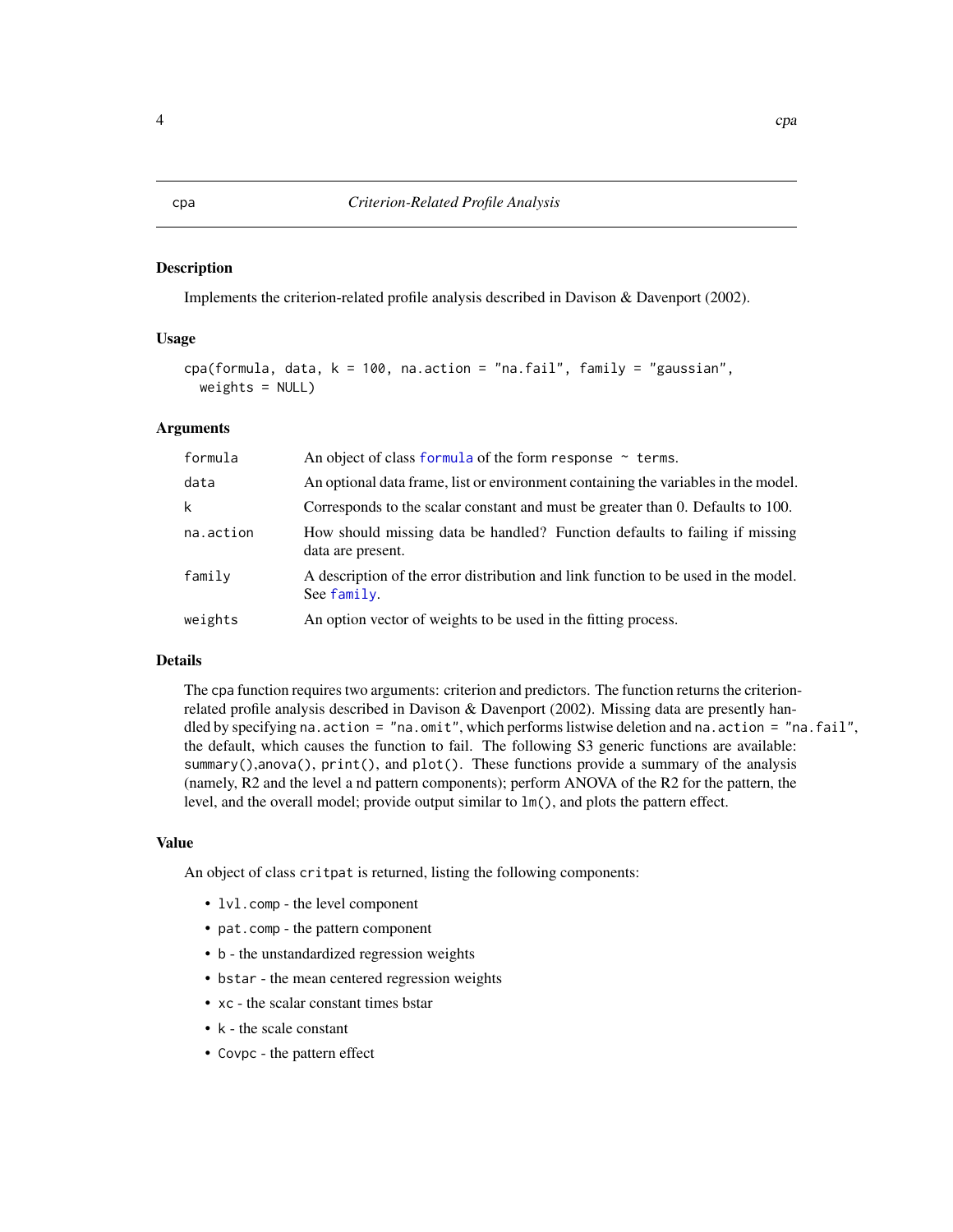# cpa — *Criterion-Related Profile Analysis*

## Description

Implements the criterion-related profile analysis described in Davison & Davenport (2002).

## Usage

```
cpa(formula, data, k = 100, na.action = "na.fail", family = "gaussian",
  weights = NULL)
```

## Arguments

| | |
|---|---|
| `formula` | An object of class `formula` of the form `response ~ terms`. |
| `data` | An optional data frame, list or environment containing the variables in the model. |
| `k` | Corresponds to the scalar constant and must be greater than 0. Defaults to 100. |
| `na.action` | How should missing data be handled? Function defaults to failing if missing data are present. |
| `family` | A description of the error distribution and link function to be used in the model. See `family`. |
| `weights` | An option vector of weights to be used in the fitting process. |

## Details

The `cpa` function requires two arguments: criterion and predictors. The function returns the criterion-related profile analysis described in Davison & Davenport (2002). Missing data are presently handled by specifying `na.action = "na.omit"`, which performs listwise deletion and `na.action = "na.fail"`, the default, which causes the function to fail. The following S3 generic functions are available: `summary()`,`anova()`, `print()`, and `plot()`. These functions provide a summary of the analysis (namely, R2 and the level a nd pattern components); perform ANOVA of the R2 for the pattern, the level, and the overall model; provide output similar to `lm()`, and plots the pattern effect.

## Value

An object of class `critpat` is returned, listing the following components:

- `lvl.comp` - the level component
- `pat.comp` - the pattern component
- `b` - the unstandardized regression weights
- `bstar` - the mean centered regression weights
- `xc` - the scalar constant times bstar
- `k` - the scale constant
- `Covpc` - the pattern effect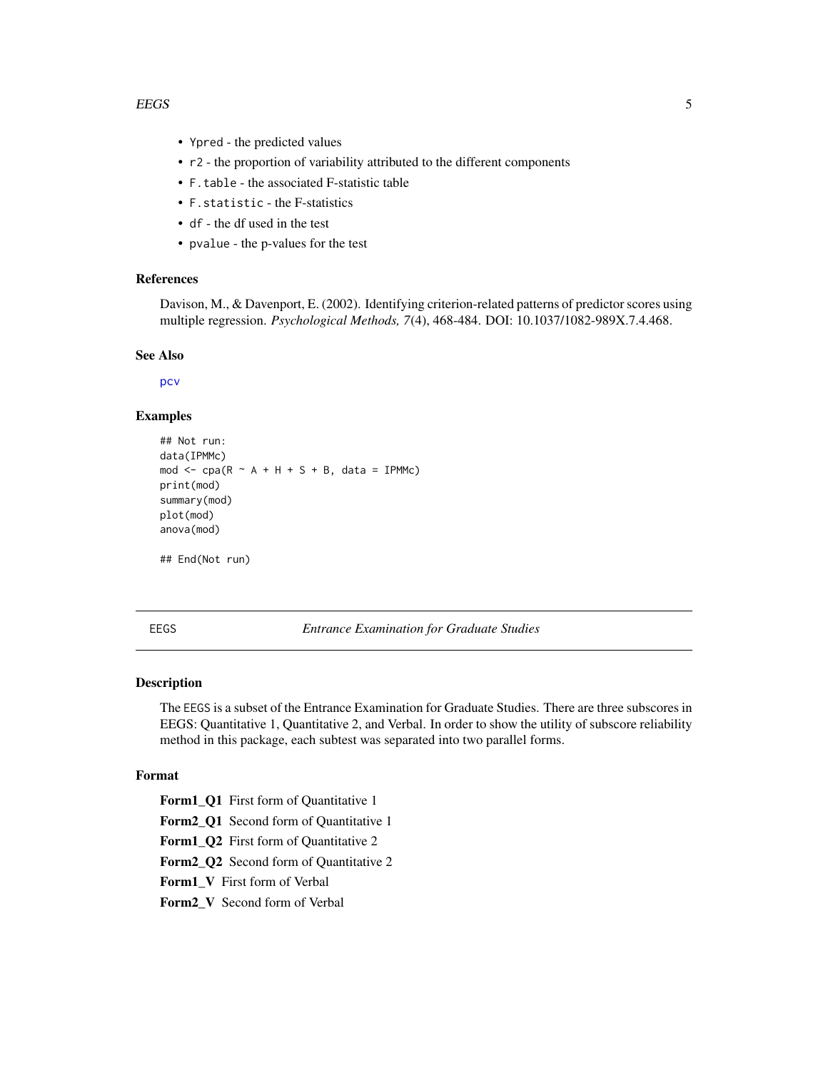- `Ypred` - the predicted values
- `r2` - the proportion of variability attributed to the different components
- `F.table` - the associated F-statistic table
- `F.statistic` - the F-statistics
- `df` - the df used in the test
- `pvalue` - the p-values for the test

### References

Davison, M., & Davenport, E. (2002). Identifying criterion-related patterns of predictor scores using multiple regression. *Psychological Methods, 7*(4), 468-484. DOI: 10.1037/1082-989X.7.4.468.

### See Also

`pcv`

### Examples

```
## Not run:
data(IPMMc)
mod <- cpa(R ~ A + H + S + B, data = IPMMc)
print(mod)
summary(mod)
plot(mod)
anova(mod)

## End(Not run)
```

---

## EEGS — *Entrance Examination for Graduate Studies*

### Description

The EEGS is a subset of the Entrance Examination for Graduate Studies. There are three subscores in EEGS: Quantitative 1, Quantitative 2, and Verbal. In order to show the utility of subscore reliability method in this package, each subtest was separated into two parallel forms.

### Format

**Form1_Q1** First form of Quantitative 1

**Form2_Q1** Second form of Quantitative 1

**Form1_Q2** First form of Quantitative 2

**Form2_Q2** Second form of Quantitative 2

**Form1_V** First form of Verbal

**Form2_V** Second form of Verbal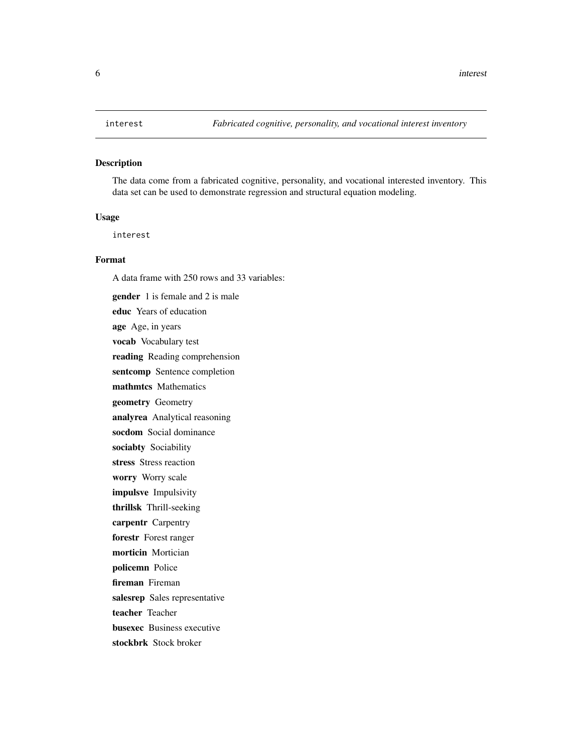`interest` *Fabricated cognitive, personality, and vocational interest inventory*

## Description

The data come from a fabricated cognitive, personality, and vocational interested inventory. This data set can be used to demonstrate regression and structural equation modeling.

## Usage

```
interest
```

## Format

A data frame with 250 rows and 33 variables:

**gender** 1 is female and 2 is male

**educ** Years of education

**age** Age, in years

**vocab** Vocabulary test

**reading** Reading comprehension

**sentcomp** Sentence completion

**mathmtcs** Mathematics

**geometry** Geometry

**analyrea** Analytical reasoning

**socdom** Social dominance

**sociabty** Sociability

**stress** Stress reaction

**worry** Worry scale

**impulsve** Impulsivity

**thrillsk** Thrill-seeking

**carpentr** Carpentry

**forestr** Forest ranger

**morticin** Mortician

**policemn** Police

**fireman** Fireman

**salesrep** Sales representative

**teacher** Teacher

**busexec** Business executive

**stockbrk** Stock broker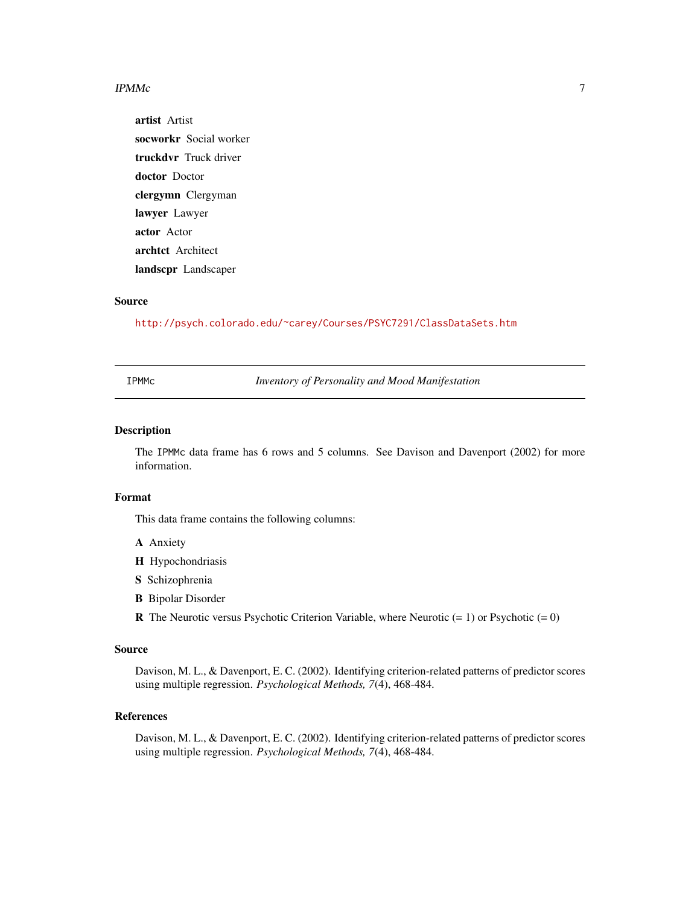**artist** Artist

**socworkr** Social worker

**truckdvr** Truck driver

**doctor** Doctor

**clergymn** Clergyman

**lawyer** Lawyer

**actor** Actor

**archtct** Architect

**landscpr** Landscaper

### Source

http://psych.colorado.edu/~carey/Courses/PSYC7291/ClassDataSets.htm

---

## IPMMc — *Inventory of Personality and Mood Manifestation*

### Description

The `IPMMc` data frame has 6 rows and 5 columns. See Davison and Davenport (2002) for more information.

### Format

This data frame contains the following columns:

**A** Anxiety

**H** Hypochondriasis

**S** Schizophrenia

**B** Bipolar Disorder

**R** The Neurotic versus Psychotic Criterion Variable, where Neurotic (= 1) or Psychotic (= 0)

### Source

Davison, M. L., & Davenport, E. C. (2002). Identifying criterion-related patterns of predictor scores using multiple regression. *Psychological Methods, 7*(4), 468-484.

### References

Davison, M. L., & Davenport, E. C. (2002). Identifying criterion-related patterns of predictor scores using multiple regression. *Psychological Methods, 7*(4), 468-484.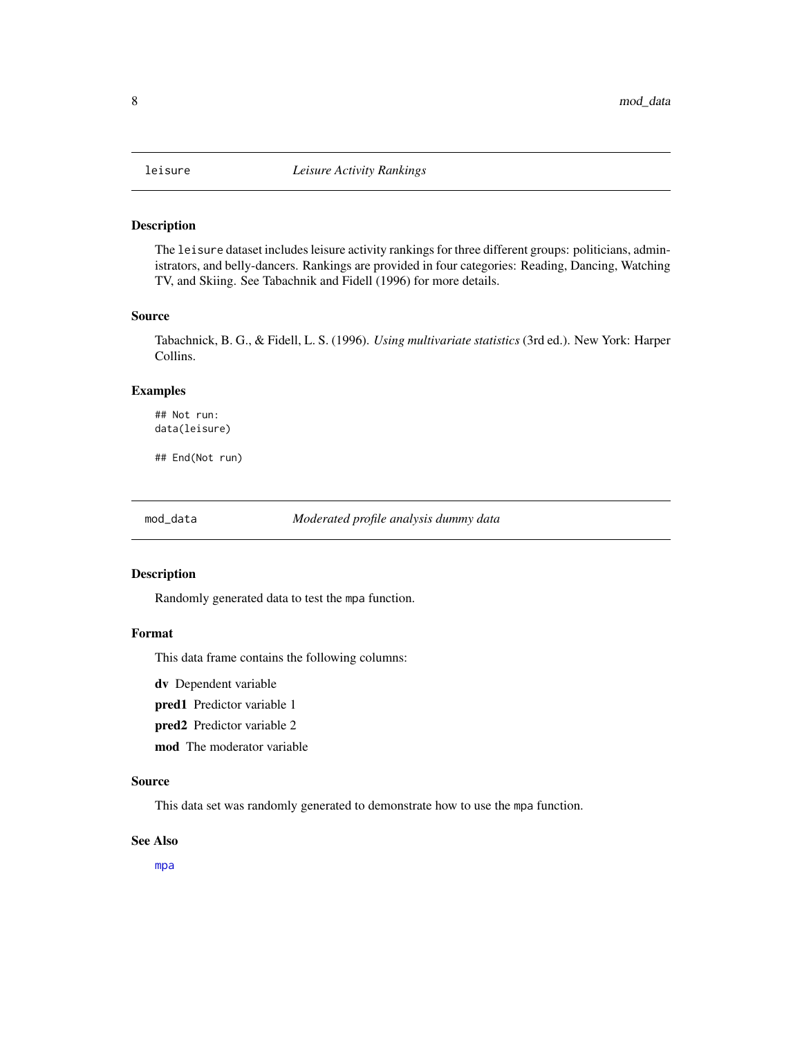## leisure — *Leisure Activity Rankings*

### Description

The leisure dataset includes leisure activity rankings for three different groups: politicians, administrators, and belly-dancers. Rankings are provided in four categories: Reading, Dancing, Watching TV, and Skiing. See Tabachnik and Fidell (1996) for more details.

### Source

Tabachnick, B. G., & Fidell, L. S. (1996). *Using multivariate statistics* (3rd ed.). New York: Harper Collins.

### Examples

```
## Not run:
data(leisure)

## End(Not run)
```

## mod_data — *Moderated profile analysis dummy data*

### Description

Randomly generated data to test the mpa function.

### Format

This data frame contains the following columns:

**dv** Dependent variable

**pred1** Predictor variable 1

**pred2** Predictor variable 2

**mod** The moderator variable

### Source

This data set was randomly generated to demonstrate how to use the mpa function.

### See Also

mpa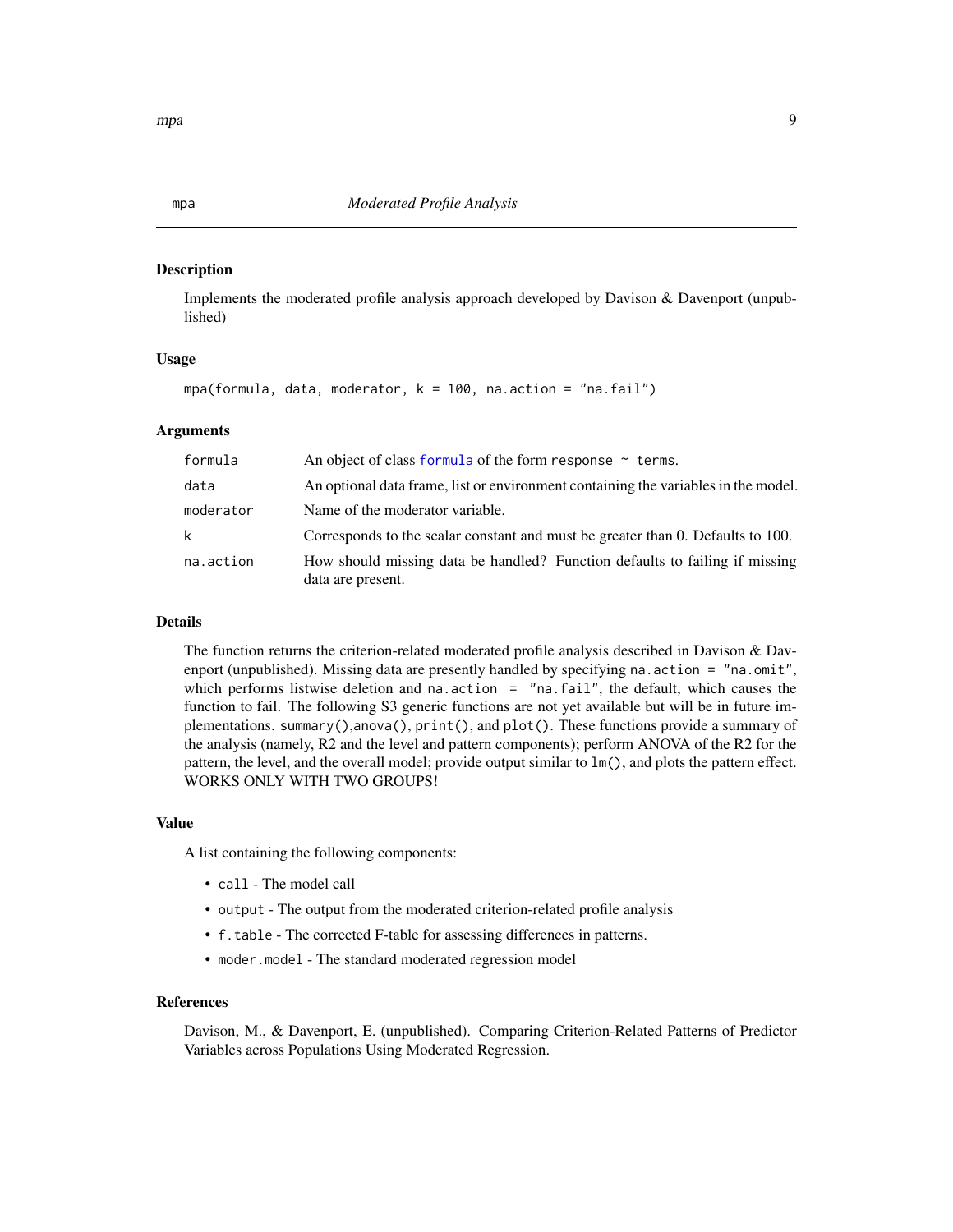## mpa — *Moderated Profile Analysis*

### Description

Implements the moderated profile analysis approach developed by Davison & Davenport (unpublished)

### Usage

```
mpa(formula, data, moderator, k = 100, na.action = "na.fail")
```

### Arguments

| | |
|---|---|
| `formula` | An object of class `formula` of the form `response ~ terms`. |
| `data` | An optional data frame, list or environment containing the variables in the model. |
| `moderator` | Name of the moderator variable. |
| `k` | Corresponds to the scalar constant and must be greater than 0. Defaults to 100. |
| `na.action` | How should missing data be handled? Function defaults to failing if missing data are present. |

### Details

The function returns the criterion-related moderated profile analysis described in Davison & Davenport (unpublished). Missing data are presently handled by specifying `na.action = "na.omit"`, which performs listwise deletion and `na.action = "na.fail"`, the default, which causes the function to fail. The following S3 generic functions are not yet available but will be in future implementations. `summary()`,`anova()`, `print()`, and `plot()`. These functions provide a summary of the analysis (namely, R2 and the level and pattern components); perform ANOVA of the R2 for the pattern, the level, and the overall model; provide output similar to `lm()`, and plots the pattern effect. WORKS ONLY WITH TWO GROUPS!

### Value

A list containing the following components:

- `call` - The model call
- `output` - The output from the moderated criterion-related profile analysis
- `f.table` - The corrected F-table for assessing differences in patterns.
- `moder.model` - The standard moderated regression model

### References

Davison, M., & Davenport, E. (unpublished). Comparing Criterion-Related Patterns of Predictor Variables across Populations Using Moderated Regression.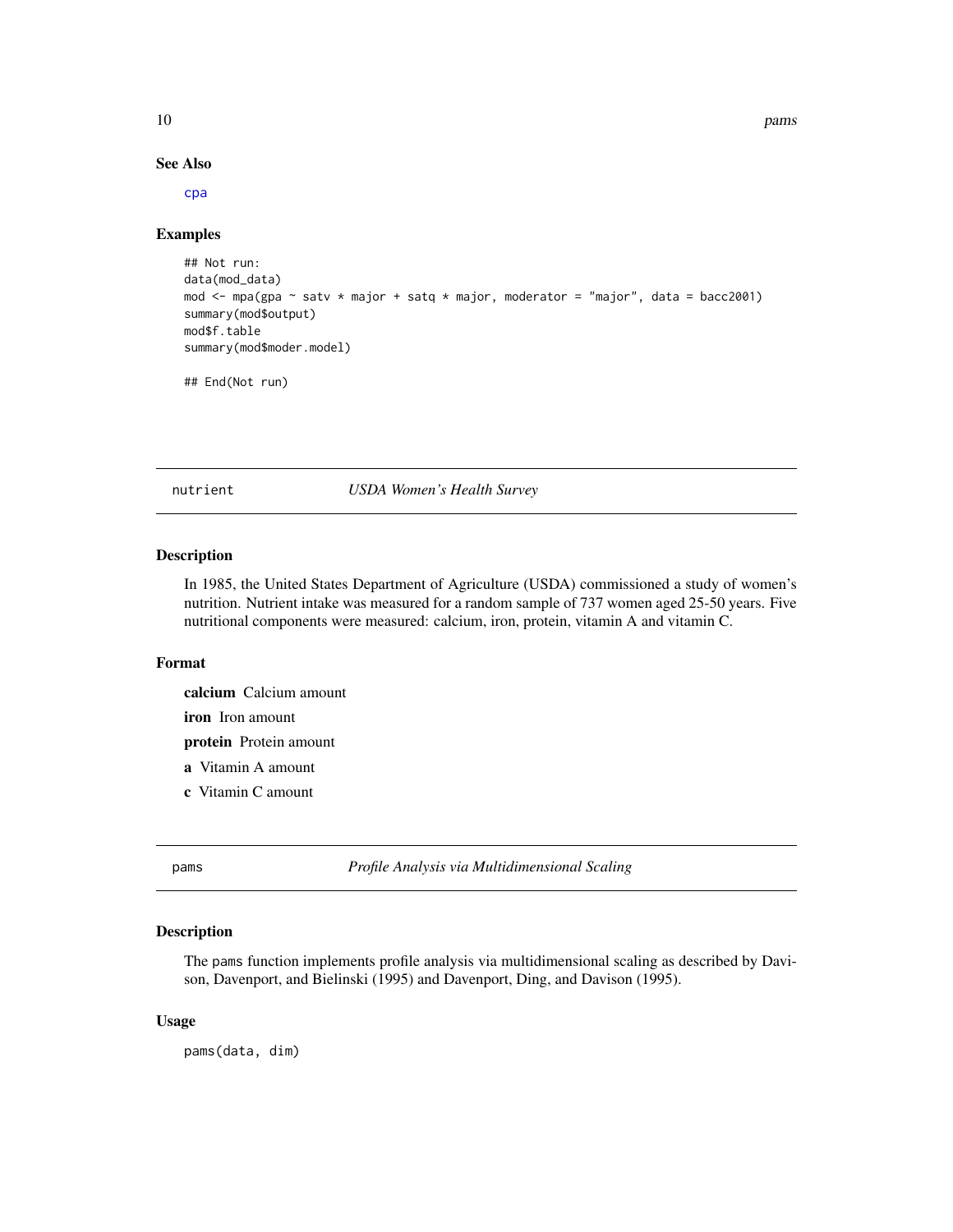### See Also

cpa

### Examples

```
## Not run:
data(mod_data)
mod <- mpa(gpa ~ satv * major + satq * major, moderator = "major", data = bacc2001)
summary(mod$output)
mod$f.table
summary(mod$moder.model)

## End(Not run)
```

## nutrient *USDA Women's Health Survey*

### Description

In 1985, the United States Department of Agriculture (USDA) commissioned a study of women's nutrition. Nutrient intake was measured for a random sample of 737 women aged 25-50 years. Five nutritional components were measured: calcium, iron, protein, vitamin A and vitamin C.

### Format

**calcium** Calcium amount

**iron** Iron amount

**protein** Protein amount

**a** Vitamin A amount

**c** Vitamin C amount

## pams *Profile Analysis via Multidimensional Scaling*

### Description

The pams function implements profile analysis via multidimensional scaling as described by Davison, Davenport, and Bielinski (1995) and Davenport, Ding, and Davison (1995).

### Usage

```
pams(data, dim)
```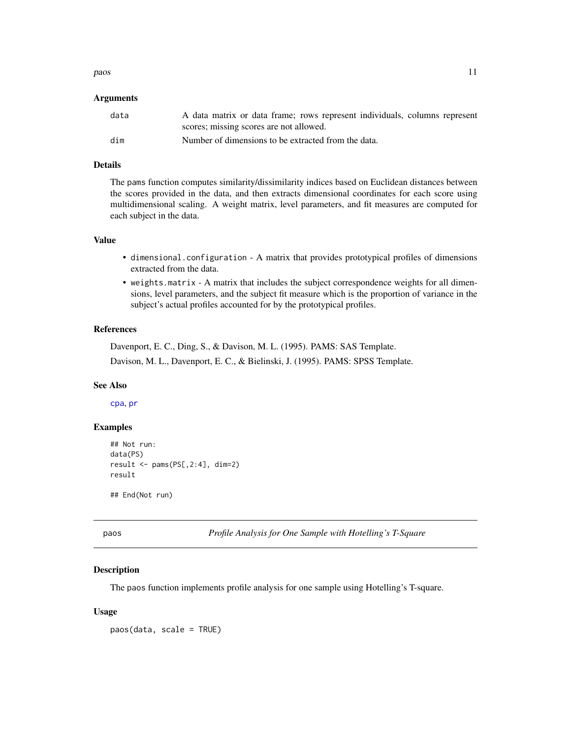### Arguments

| | |
|---|---|
| data | A data matrix or data frame; rows represent individuals, columns represent scores; missing scores are not allowed. |
| dim | Number of dimensions to be extracted from the data. |

### Details

The pams function computes similarity/dissimilarity indices based on Euclidean distances between the scores provided in the data, and then extracts dimensional coordinates for each score using multidimensional scaling. A weight matrix, level parameters, and fit measures are computed for each subject in the data.

### Value

- `dimensional.configuration` - A matrix that provides prototypical profiles of dimensions extracted from the data.
- `weights.matrix` - A matrix that includes the subject correspondence weights for all dimensions, level parameters, and the subject fit measure which is the proportion of variance in the subject's actual profiles accounted for by the prototypical profiles.

### References

Davenport, E. C., Ding, S., & Davison, M. L. (1995). PAMS: SAS Template.

Davison, M. L., Davenport, E. C., & Bielinski, J. (1995). PAMS: SPSS Template.

### See Also

cpa, pr

### Examples

```
## Not run:
data(PS)
result <- pams(PS[,2:4], dim=2)
result

## End(Not run)
```

---

## paos — *Profile Analysis for One Sample with Hotelling's T-Square*

### Description

The paos function implements profile analysis for one sample using Hotelling's T-square.

### Usage

```
paos(data, scale = TRUE)
```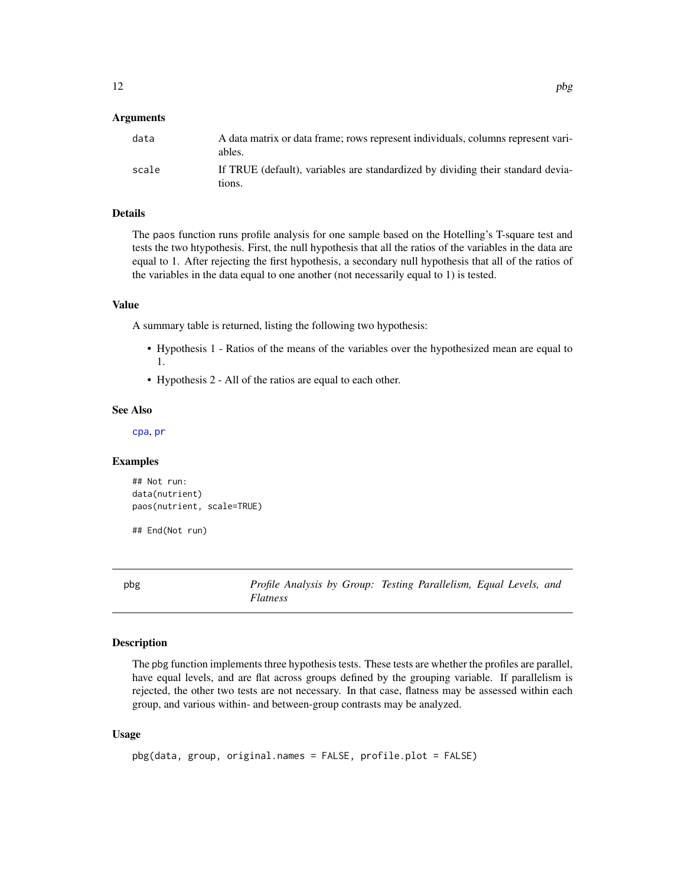### Arguments

| | |
|---|---|
| data | A data matrix or data frame; rows represent individuals, columns represent variables. |
| scale | If TRUE (default), variables are standardized by dividing their standard deviations. |

### Details

The paos function runs profile analysis for one sample based on the Hotelling's T-square test and tests the two htypothesis. First, the null hypothesis that all the ratios of the variables in the data are equal to 1. After rejecting the first hypothesis, a secondary null hypothesis that all of the ratios of the variables in the data equal to one another (not necessarily equal to 1) is tested.

### Value

A summary table is returned, listing the following two hypothesis:

- Hypothesis 1 - Ratios of the means of the variables over the hypothesized mean are equal to 1.
- Hypothesis 2 - All of the ratios are equal to each other.

### See Also

cpa, pr

### Examples

```
## Not run:
data(nutrient)
paos(nutrient, scale=TRUE)

## End(Not run)
```

---

## pbg — *Profile Analysis by Group: Testing Parallelism, Equal Levels, and Flatness*

### Description

The pbg function implements three hypothesis tests. These tests are whether the profiles are parallel, have equal levels, and are flat across groups defined by the grouping variable. If parallelism is rejected, the other two tests are not necessary. In that case, flatness may be assessed within each group, and various within- and between-group contrasts may be analyzed.

### Usage

```
pbg(data, group, original.names = FALSE, profile.plot = FALSE)
```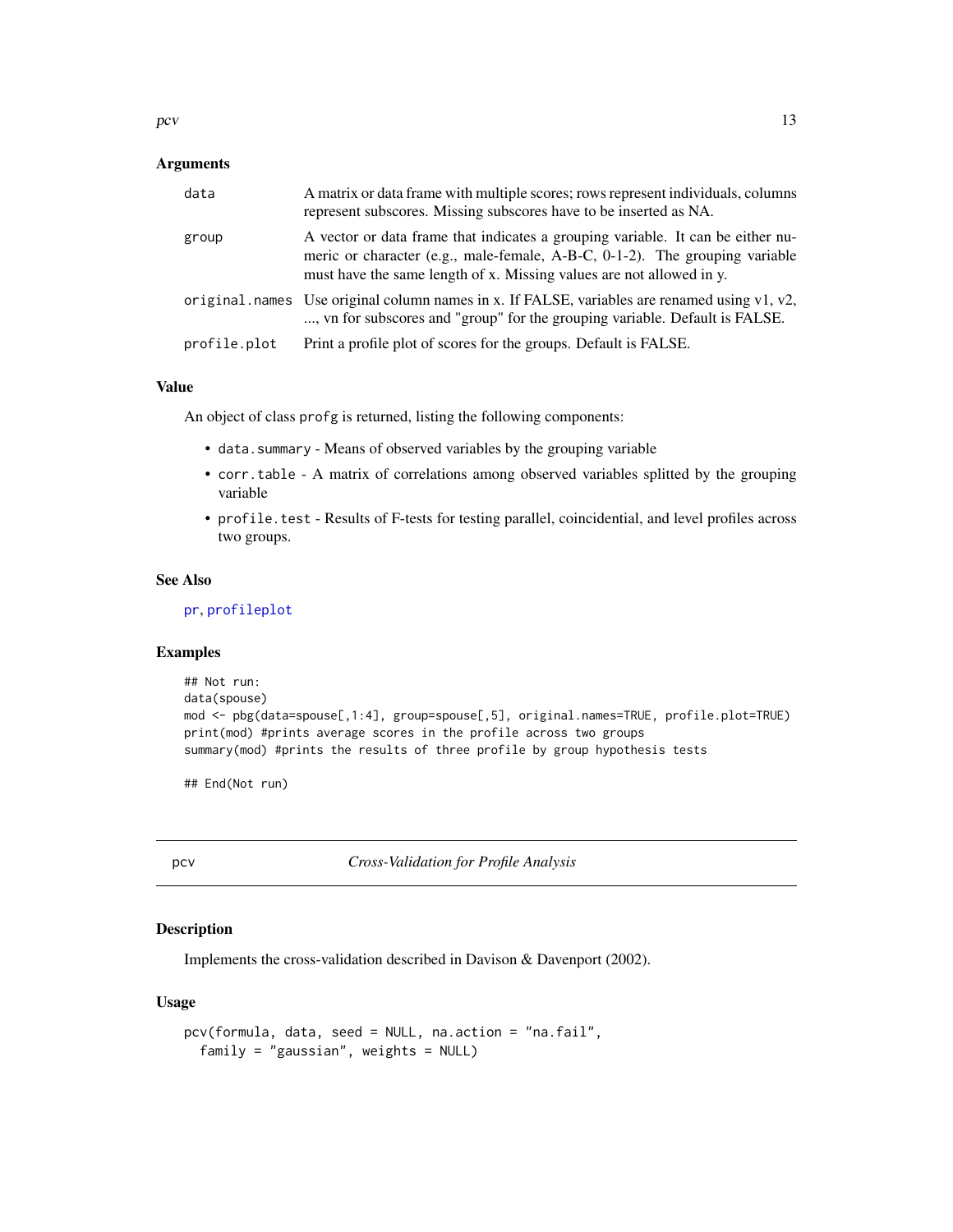### Arguments

| | |
|---|---|
| data | A matrix or data frame with multiple scores; rows represent individuals, columns represent subscores. Missing subscores have to be inserted as NA. |
| group | A vector or data frame that indicates a grouping variable. It can be either numeric or character (e.g., male-female, A-B-C, 0-1-2). The grouping variable must have the same length of x. Missing values are not allowed in y. |
| original.names | Use original column names in x. If FALSE, variables are renamed using v1, v2, ..., vn for subscores and "group" for the grouping variable. Default is FALSE. |
| profile.plot | Print a profile plot of scores for the groups. Default is FALSE. |

### Value

An object of class `profg` is returned, listing the following components:

- `data.summary` - Means of observed variables by the grouping variable
- `corr.table` - A matrix of correlations among observed variables splitted by the grouping variable
- `profile.test` - Results of F-tests for testing parallel, coincidential, and level profiles across two groups.

### See Also

pr, profileplot

### Examples

```
## Not run:
data(spouse)
mod <- pbg(data=spouse[,1:4], group=spouse[,5], original.names=TRUE, profile.plot=TRUE)
print(mod) #prints average scores in the profile across two groups
summary(mod) #prints the results of three profile by group hypothesis tests

## End(Not run)
```

---

## pcv — *Cross-Validation for Profile Analysis*

### Description

Implements the cross-validation described in Davison & Davenport (2002).

### Usage

```
pcv(formula, data, seed = NULL, na.action = "na.fail",
  family = "gaussian", weights = NULL)
```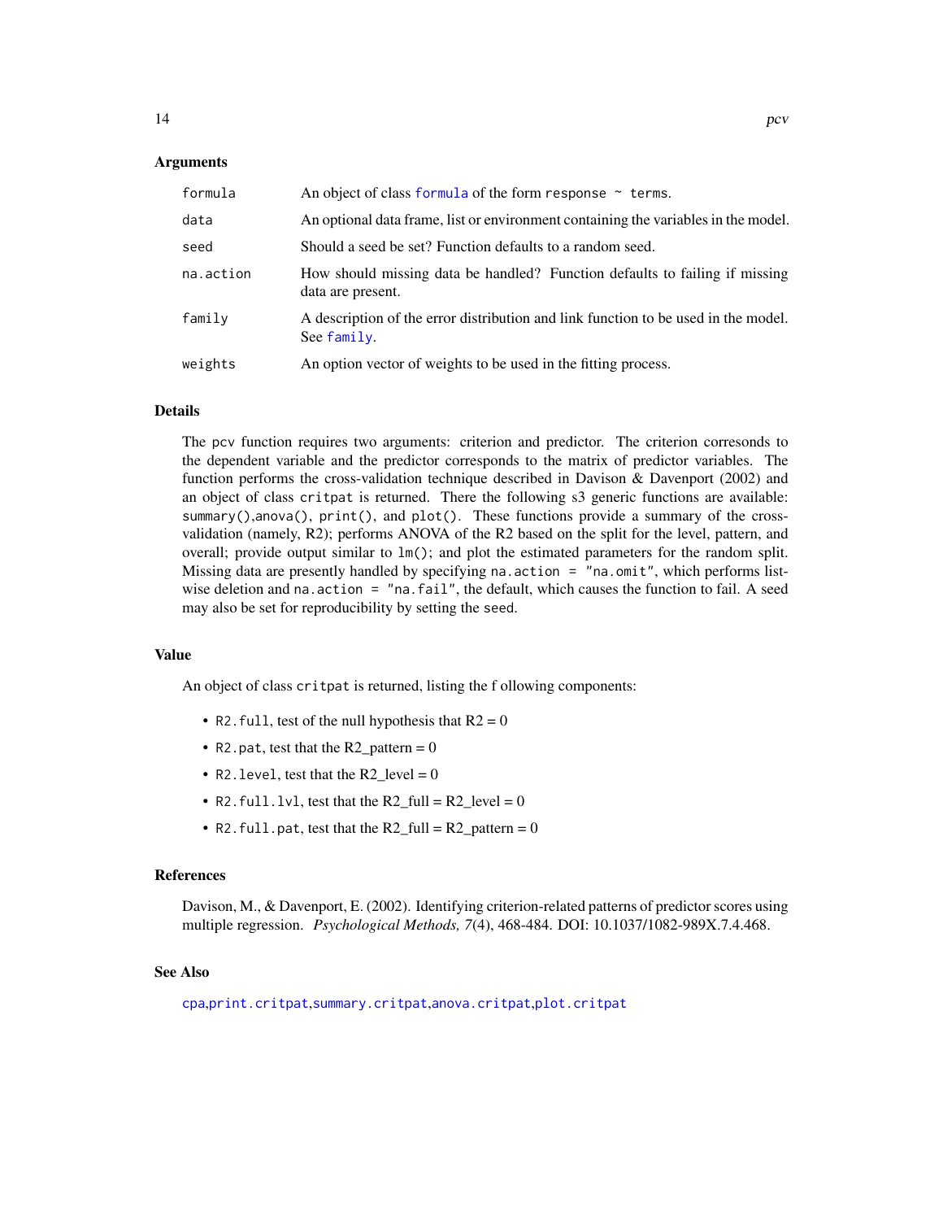### Arguments

| | |
|---|---|
| `formula` | An object of class `formula` of the form `response ~ terms`. |
| `data` | An optional data frame, list or environment containing the variables in the model. |
| `seed` | Should a seed be set? Function defaults to a random seed. |
| `na.action` | How should missing data be handled? Function defaults to failing if missing data are present. |
| `family` | A description of the error distribution and link function to be used in the model. See `family`. |
| `weights` | An option vector of weights to be used in the fitting process. |

### Details

The `pcv` function requires two arguments: criterion and predictor. The criterion corresonds to the dependent variable and the predictor corresponds to the matrix of predictor variables. The function performs the cross-validation technique described in Davison & Davenport (2002) and an object of class `critpat` is returned. There the following s3 generic functions are available: `summary()`,`anova()`, `print()`, and `plot()`. These functions provide a summary of the cross-validation (namely, R2); performs ANOVA of the R2 based on the split for the level, pattern, and overall; provide output similar to `lm()`; and plot the estimated parameters for the random split. Missing data are presently handled by specifying `na.action = "na.omit"`, which performs listwise deletion and `na.action = "na.fail"`, the default, which causes the function to fail. A seed may also be set for reproducibility by setting the `seed`.

### Value

An object of class `critpat` is returned, listing the f ollowing components:

- `R2.full`, test of the null hypothesis that R2 = 0
- `R2.pat`, test that the R2_pattern = 0
- `R2.level`, test that the R2_level = 0
- `R2.full.lvl`, test that the R2_full = R2_level = 0
- `R2.full.pat`, test that the R2_full = R2_pattern = 0

### References

Davison, M., & Davenport, E. (2002). Identifying criterion-related patterns of predictor scores using multiple regression. *Psychological Methods, 7*(4), 468-484. DOI: 10.1037/1082-989X.7.4.468.

### See Also

`cpa`,`print.critpat`,`summary.critpat`,`anova.critpat`,`plot.critpat`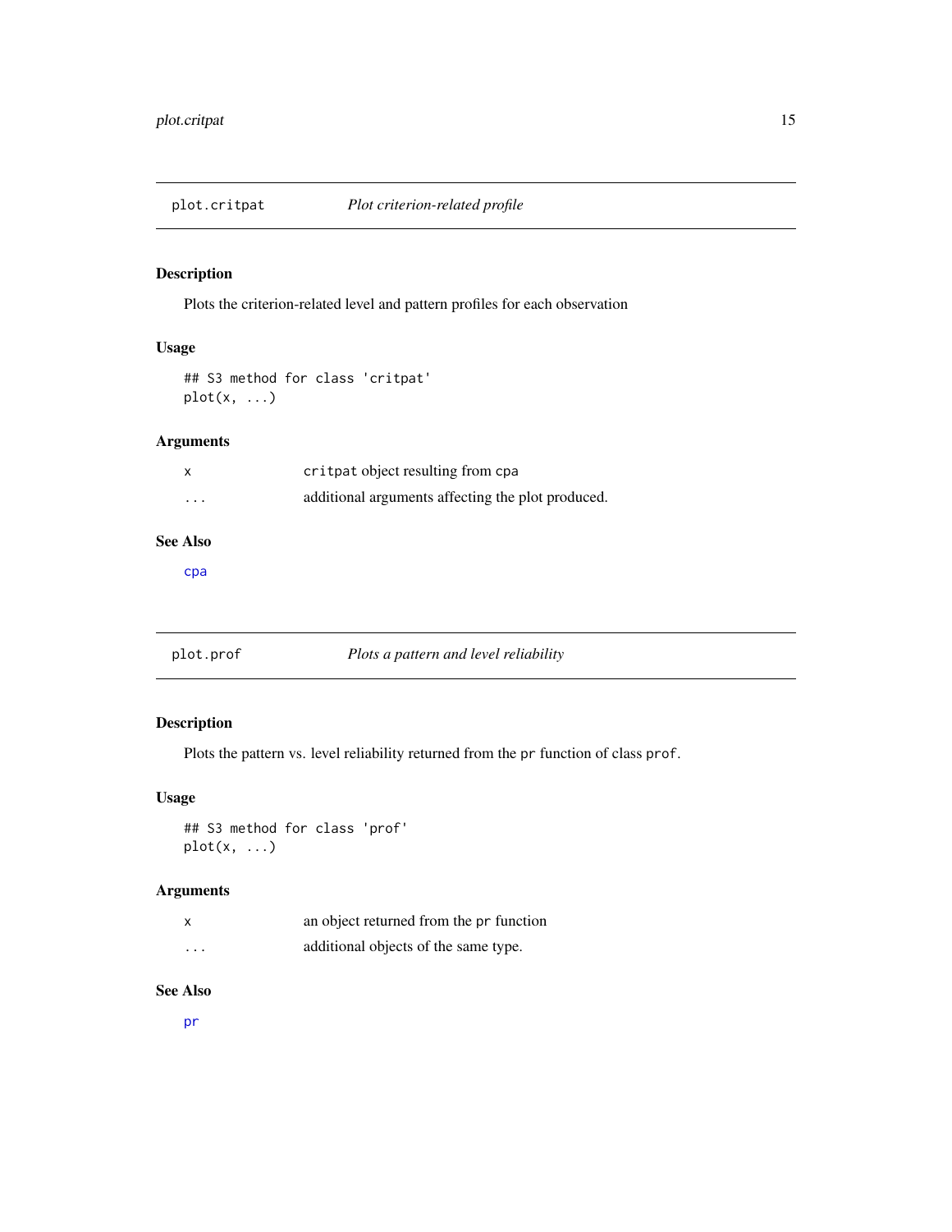## plot.critpat — *Plot criterion-related profile*

### Description

Plots the criterion-related level and pattern profiles for each observation

### Usage

```
## S3 method for class 'critpat'
plot(x, ...)
```

### Arguments

| | |
|---|---|
| x | `critpat` object resulting from `cpa` |
| ... | additional arguments affecting the plot produced. |

### See Also

`cpa`

## plot.prof — *Plots a pattern and level reliability*

### Description

Plots the pattern vs. level reliability returned from the `pr` function of class `prof`.

### Usage

```
## S3 method for class 'prof'
plot(x, ...)
```

### Arguments

| | |
|---|---|
| x | an object returned from the `pr` function |
| ... | additional objects of the same type. |

### See Also

`pr`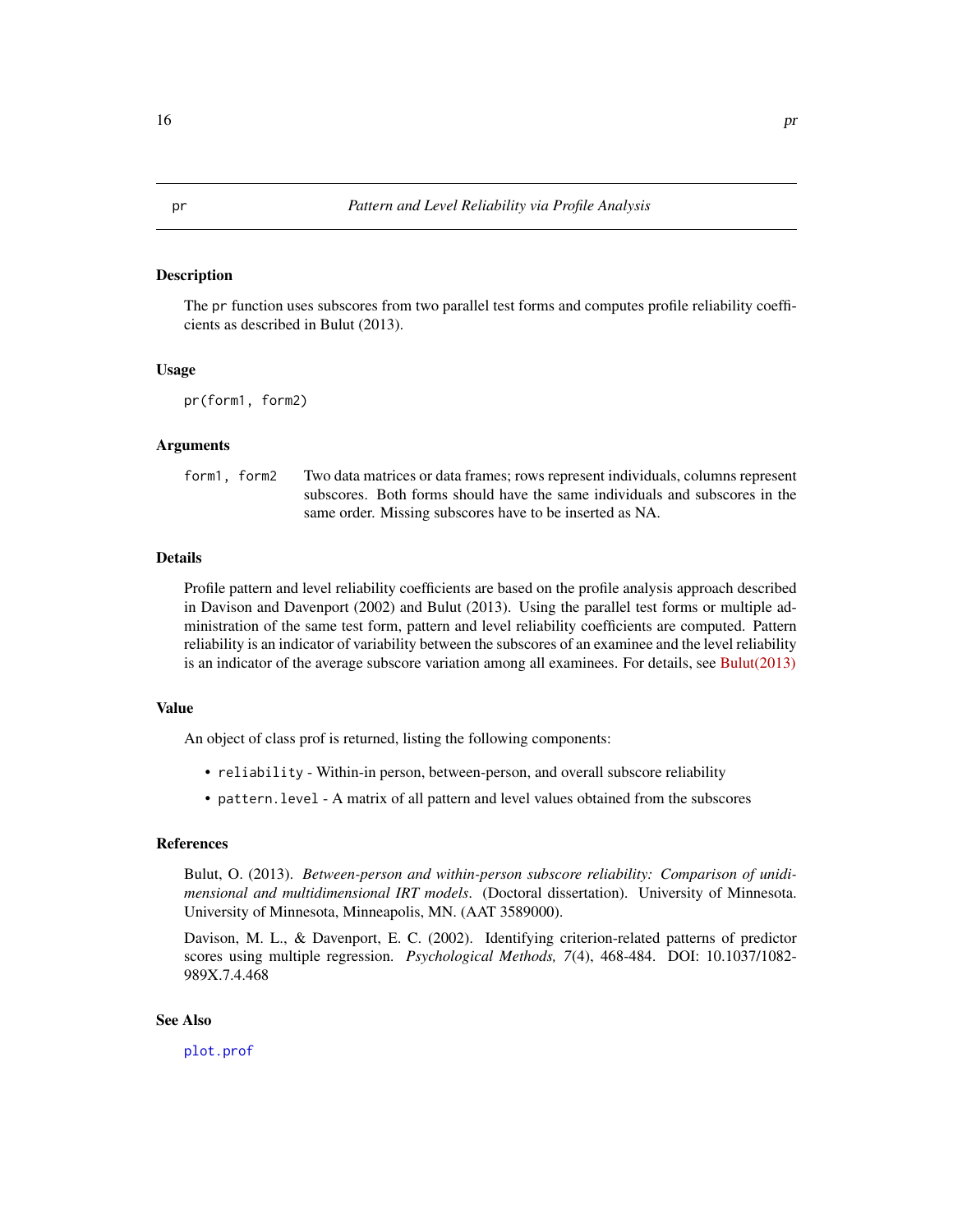# pr — *Pattern and Level Reliability via Profile Analysis*

## Description

The `pr` function uses subscores from two parallel test forms and computes profile reliability coefficients as described in Bulut (2013).

## Usage

```
pr(form1, form2)
```

## Arguments

| | |
|---|---|
| `form1, form2` | Two data matrices or data frames; rows represent individuals, columns represent subscores. Both forms should have the same individuals and subscores in the same order. Missing subscores have to be inserted as NA. |

## Details

Profile pattern and level reliability coefficients are based on the profile analysis approach described in Davison and Davenport (2002) and Bulut (2013). Using the parallel test forms or multiple administration of the same test form, pattern and level reliability coefficients are computed. Pattern reliability is an indicator of variability between the subscores of an examinee and the level reliability is an indicator of the average subscore variation among all examinees. For details, see Bulut(2013)

## Value

An object of class prof is returned, listing the following components:

- `reliability` - Within-in person, between-person, and overall subscore reliability
- `pattern.level` - A matrix of all pattern and level values obtained from the subscores

## References

Bulut, O. (2013). *Between-person and within-person subscore reliability: Comparison of unidimensional and multidimensional IRT models*. (Doctoral dissertation). University of Minnesota. University of Minnesota, Minneapolis, MN. (AAT 3589000).

Davison, M. L., & Davenport, E. C. (2002). Identifying criterion-related patterns of predictor scores using multiple regression. *Psychological Methods, 7*(4), 468-484. DOI: 10.1037/1082-989X.7.4.468

## See Also

`plot.prof`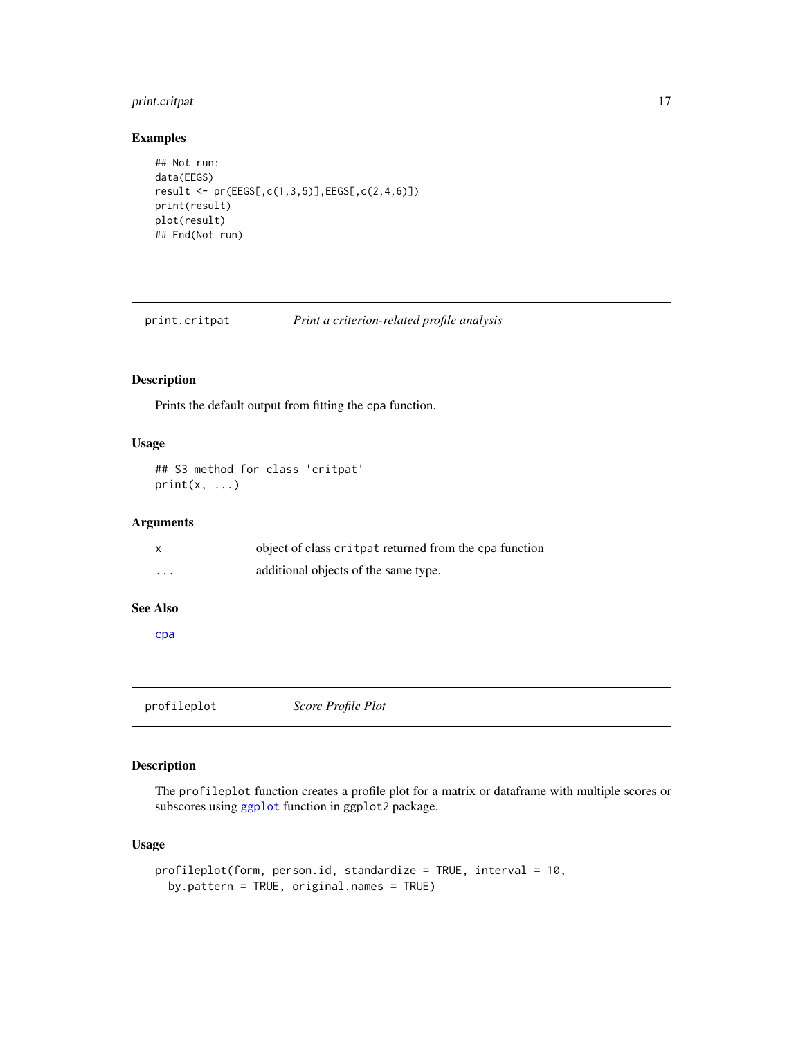## Examples

```
## Not run:
data(EEGS)
result <- pr(EEGS[,c(1,3,5)],EEGS[,c(2,4,6)])
print(result)
plot(result)
## End(Not run)
```

---

## print.critpat *Print a criterion-related profile analysis*

### Description

Prints the default output from fitting the `cpa` function.

### Usage

```
## S3 method for class 'critpat'
print(x, ...)
```

### Arguments

| | |
|---|---|
| `x` | object of class `critpat` returned from the `cpa` function |
| `...` | additional objects of the same type. |

### See Also

`cpa`

---

## profileplot *Score Profile Plot*

### Description

The `profileplot` function creates a profile plot for a matrix or dataframe with multiple scores or subscores using `ggplot` function in `ggplot2` package.

### Usage

```
profileplot(form, person.id, standardize = TRUE, interval = 10,
  by.pattern = TRUE, original.names = TRUE)
```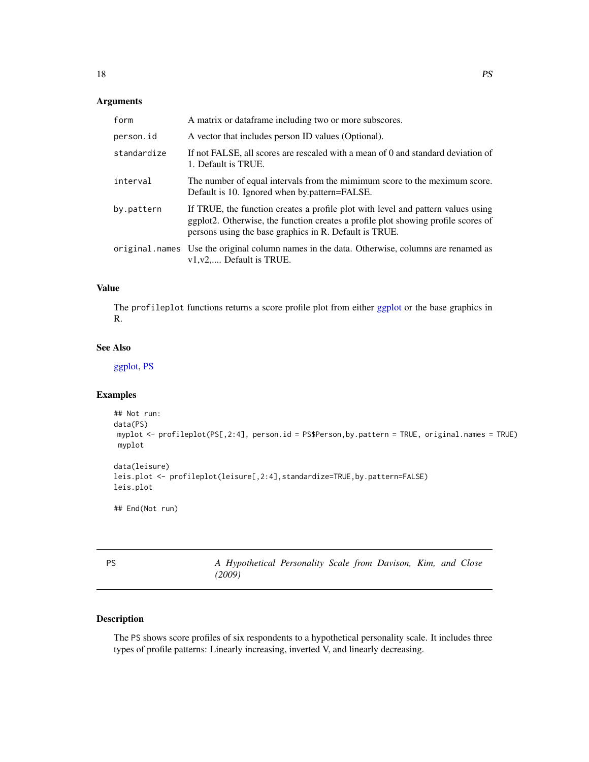### Arguments

| | |
|---|---|
| form | A matrix or dataframe including two or more subscores. |
| person.id | A vector that includes person ID values (Optional). |
| standardize | If not FALSE, all scores are rescaled with a mean of 0 and standard deviation of 1. Default is TRUE. |
| interval | The number of equal intervals from the mimimum score to the meximum score. Default is 10. Ignored when by.pattern=FALSE. |
| by.pattern | If TRUE, the function creates a profile plot with level and pattern values using ggplot2. Otherwise, the function creates a profile plot showing profile scores of persons using the base graphics in R. Default is TRUE. |
| original.names | Use the original column names in the data. Otherwise, columns are renamed as v1,v2,.... Default is TRUE. |

### Value

The profileplot functions returns a score profile plot from either ggplot or the base graphics in R.

### See Also

ggplot, PS

### Examples

```
## Not run:
data(PS)
 myplot <- profileplot(PS[,2:4], person.id = PS$Person,by.pattern = TRUE, original.names = TRUE)
 myplot

data(leisure)
leis.plot <- profileplot(leisure[,2:4],standardize=TRUE,by.pattern=FALSE)
leis.plot

## End(Not run)
```

---

## PS — *A Hypothetical Personality Scale from Davison, Kim, and Close (2009)*

### Description

The PS shows score profiles of six respondents to a hypothetical personality scale. It includes three types of profile patterns: Linearly increasing, inverted V, and linearly decreasing.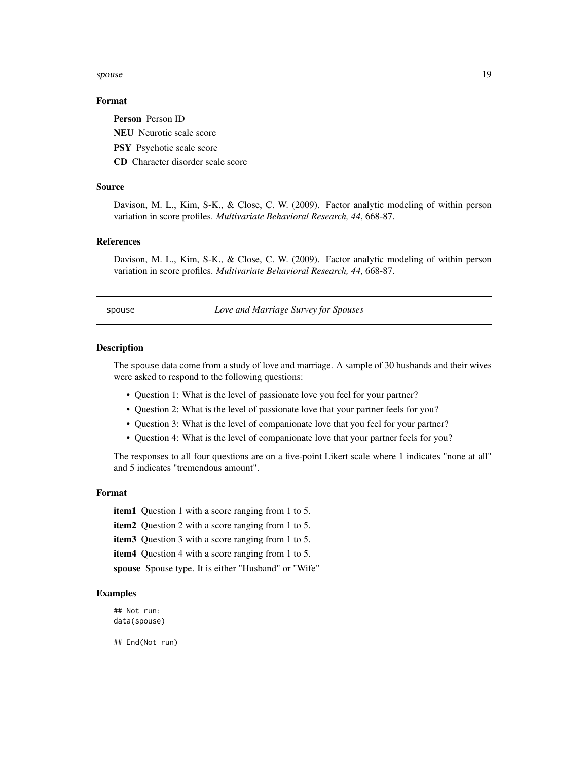### Format

**Person** Person ID

**NEU** Neurotic scale score

**PSY** Psychotic scale score

**CD** Character disorder scale score

### Source

Davison, M. L., Kim, S-K., & Close, C. W. (2009). Factor analytic modeling of within person variation in score profiles. *Multivariate Behavioral Research, 44*, 668-87.

### References

Davison, M. L., Kim, S-K., & Close, C. W. (2009). Factor analytic modeling of within person variation in score profiles. *Multivariate Behavioral Research, 44*, 668-87.

---

## spouse — *Love and Marriage Survey for Spouses*

---

### Description

The spouse data come from a study of love and marriage. A sample of 30 husbands and their wives were asked to respond to the following questions:

- Question 1: What is the level of passionate love you feel for your partner?
- Question 2: What is the level of passionate love that your partner feels for you?
- Question 3: What is the level of companionate love that you feel for your partner?
- Question 4: What is the level of companionate love that your partner feels for you?

The responses to all four questions are on a five-point Likert scale where 1 indicates "none at all" and 5 indicates "tremendous amount".

### Format

**item1** Question 1 with a score ranging from 1 to 5.

**item2** Question 2 with a score ranging from 1 to 5.

**item3** Question 3 with a score ranging from 1 to 5.

**item4** Question 4 with a score ranging from 1 to 5.

**spouse** Spouse type. It is either "Husband" or "Wife"

### Examples

```
## Not run:
data(spouse)

## End(Not run)
```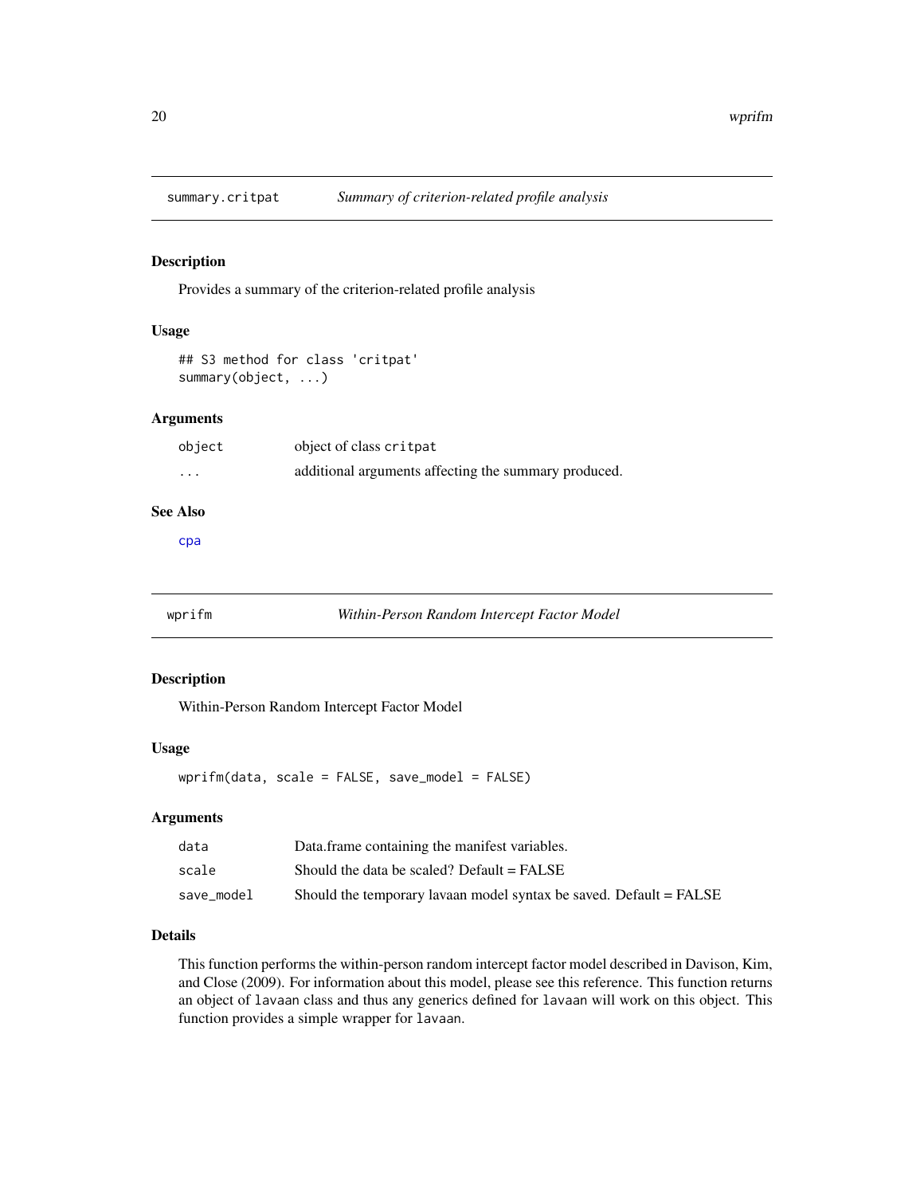## summary.critpat — *Summary of criterion-related profile analysis*

### Description

Provides a summary of the criterion-related profile analysis

### Usage

```
## S3 method for class 'critpat'
summary(object, ...)
```

### Arguments

| | |
|---|---|
| object | object of class critpat |
| ... | additional arguments affecting the summary produced. |

### See Also

cpa

## wprifm — *Within-Person Random Intercept Factor Model*

### Description

Within-Person Random Intercept Factor Model

### Usage

```
wprifm(data, scale = FALSE, save_model = FALSE)
```

### Arguments

| | |
|---|---|
| data | Data.frame containing the manifest variables. |
| scale | Should the data be scaled? Default = FALSE |
| save_model | Should the temporary lavaan model syntax be saved. Default = FALSE |

### Details

This function performs the within-person random intercept factor model described in Davison, Kim, and Close (2009). For information about this model, please see this reference. This function returns an object of `lavaan` class and thus any generics defined for `lavaan` will work on this object. This function provides a simple wrapper for `lavaan`.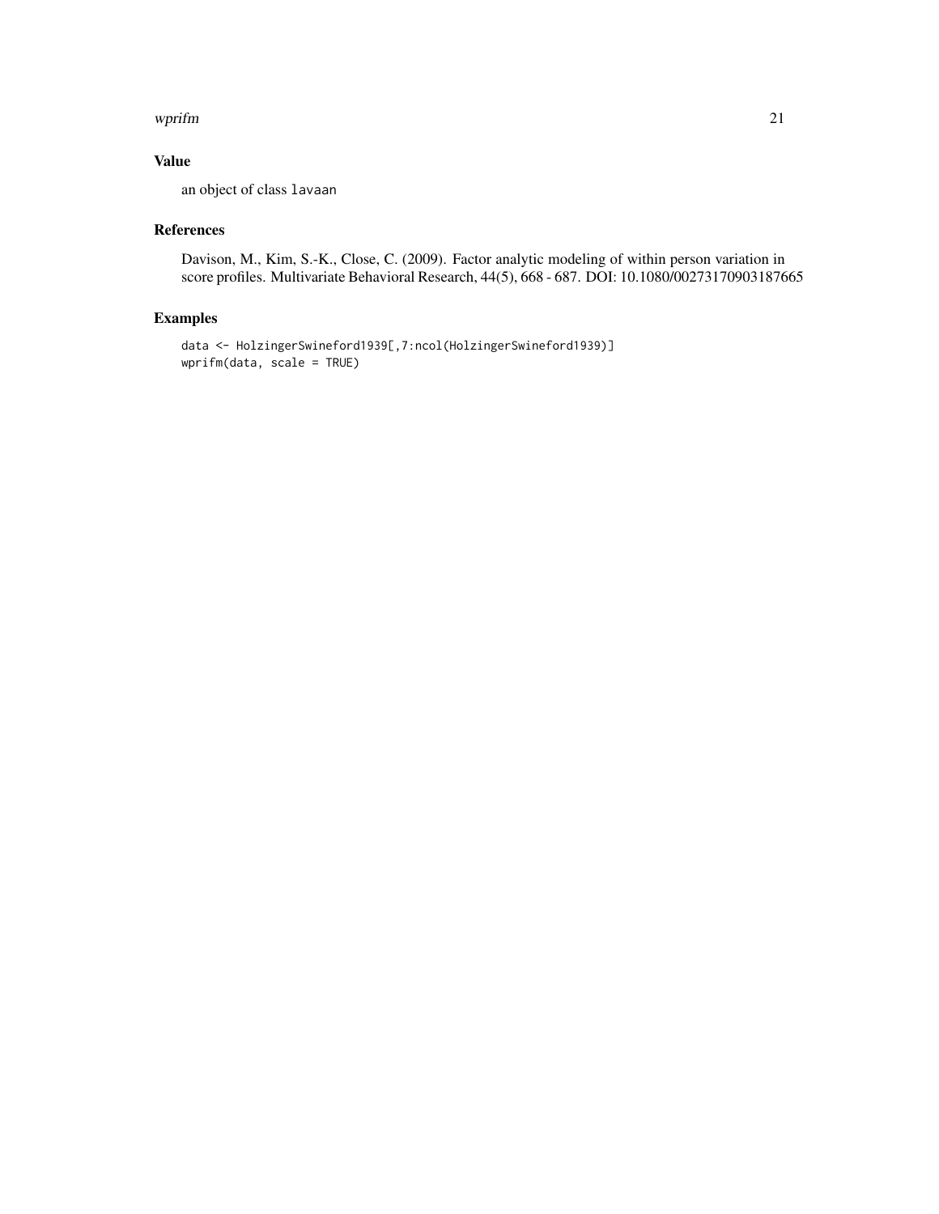## Value

an object of class `lavaan`

## References

Davison, M., Kim, S.-K., Close, C. (2009). Factor analytic modeling of within person variation in score profiles. Multivariate Behavioral Research, 44(5), 668 - 687. DOI: 10.1080/00273170903187665

## Examples

```
data <- HolzingerSwineford1939[,7:ncol(HolzingerSwineford1939)]
wprifm(data, scale = TRUE)
```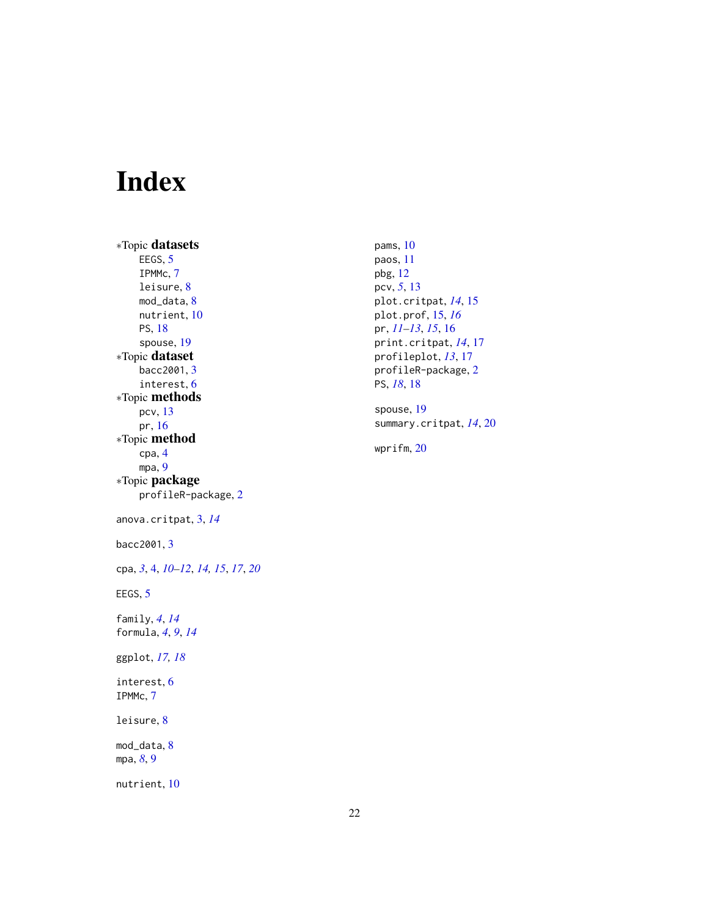# Index

∗Topic **datasets**
- EEGS, 5
- IPMMc, 7
- leisure, 8
- mod_data, 8
- nutrient, 10
- PS, 18
- spouse, 19

∗Topic **dataset**
- bacc2001, 3
- interest, 6

∗Topic **methods**
- pcv, 13
- pr, 16

∗Topic **method**
- cpa, 4
- mpa, 9

∗Topic **package**
- profileR-package, 2

anova.critpat, 3, *14*

bacc2001, 3

cpa, *3*, 4, *10–12*, *14, 15*, *17*, *20*

EEGS, 5

family, *4*, *14*
formula, *4*, *9*, *14*

ggplot, *17, 18*

interest, 6
IPMMc, 7

leisure, 8

mod_data, 8
mpa, *8*, 9

nutrient, 10

pams, 10
paos, 11
pbg, 12
pcv, *5*, 13
plot.critpat, *14*, 15
plot.prof, 15, *16*
pr, *11–13*, *15*, 16
print.critpat, *14*, 17
profileplot, *13*, 17
profileR-package, 2
PS, *18*, 18

spouse, 19
summary.critpat, *14*, 20

wprifm, 20